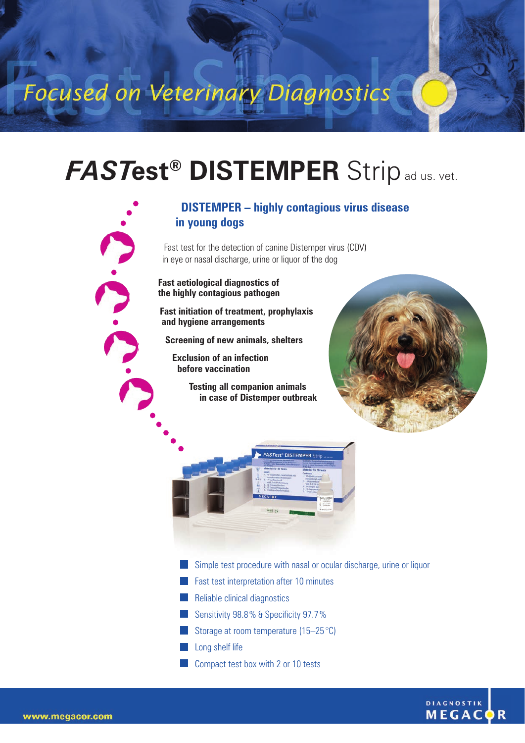Focused on Veterinary Diagnostics

# *FASTest*® DISTEMPER Strip ad us. vet.

## DISTEMPER – highly contagious virus disease in young dogs

Fast test for the detection of canine Distemper virus (CDV) in eye or nasal discharge, urine or liquor of the dog

**Fast aetiological diagnostics of the highly contagious pathogen**

**Fast initiation of treatment, prophylaxis and hygiene arrangements**

**Screening of new animals, shelters**

**Exclusion of an infection before vaccination**

**Testing all companion animals in case of Distemper outbreak**

- Simple test procedure with nasal or ocular discharge, urine or liquor
- Fast test interpretation after 10 minutes
- Reliable clinical diagnostics
- Sensitivity 98.8 % & Specificity 97.7 %
- Storage at room temperature (15–25 °C)
- Long shelf life
- Compact test box with 2 or 10 tests

www.megacor.com

DIAGNOSTIK MEGACOR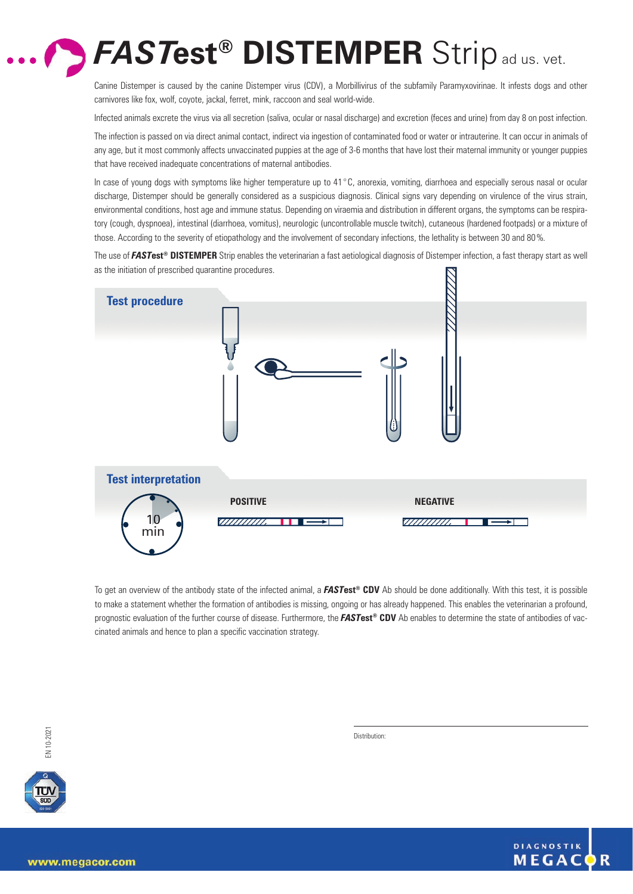# *FASTest®* DISTEMPER Strip ad us. vet.

Canine Distemper is caused by the canine Distemper virus (CDV), a Morbillivirus of the subfamily Paramyxovirinae. It infests dogs and other carnivores like fox, wolf, coyote, jackal, ferret, mink, raccoon and seal world-wide.

Infected animals excrete the virus via all secretion (saliva, ocular or nasal discharge) and excretion (feces and urine) from day 8 on post infection.

The infection is passed on via direct animal contact, indirect via ingestion of contaminated food or water or intrauterine. It can occur in animals of any age, but it most commonly affects unvaccinated puppies at the age of 3-6 months that have lost their maternal immunity or younger puppies that have received inadequate concentrations of maternal antibodies.

In case of young dogs with symptoms like higher temperature up to 41 °C, anorexia, vomiting, diarrhoea and especially serous nasal or ocular discharge, Distemper should be generally considered as a suspicious diagnosis. Clinical signs vary depending on virulence of the virus strain, environmental conditions, host age and immune status. Depending on viraemia and distribution in different organs, the symptoms can be respiratory (cough, dyspnoea), intestinal (diarrhoea, vomitus), neurologic (uncontrollable muscle twitch), cutaneous (hardened footpads) or a mixture of those. According to the severity of etiopathology and the involvement of secondary infections, the lethality is between 30 and 80 %.

The use of ***FASTest®*** **DISTEMPER** Strip enables the veterinarian a fast aetiological diagnosis of Distemper infection, a fast therapy start as well as the initiation of prescribed quarantine procedures.

## Test procedure

## Test interpretation

10 min

POSITIVE

NEGATIVE

To get an overview of the antibody state of the infected animal, a ***FASTest®*** **CDV** Ab should be done additionally. With this test, it is possible to make a statement whether the formation of antibodies is missing, ongoing or has already happened. This enables the veterinarian a profound, prognostic evaluation of the further course of disease. Furthermore, the ***FASTest®*** **CDV** Ab enables to determine the state of antibodies of vaccinated animals and hence to plan a specific vaccination strategy.

EN 10-2021

Distribution:

www.megacor.com

DIAGNOSTIK MEGACOR